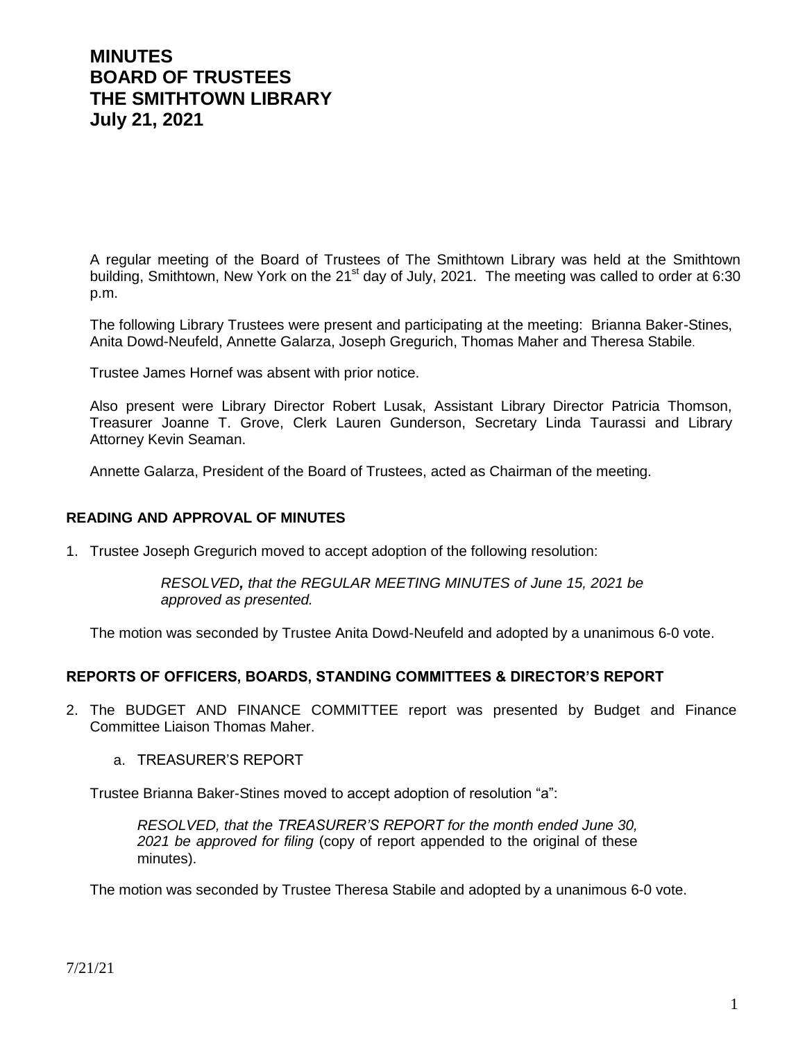# MINUTES
# BOARD OF TRUSTEES
# THE SMITHTOWN LIBRARY
# July 21, 2021

A regular meeting of the Board of Trustees of The Smithtown Library was held at the Smithtown building, Smithtown, New York on the 21st day of July, 2021. The meeting was called to order at 6:30 p.m.

The following Library Trustees were present and participating at the meeting: Brianna Baker-Stines, Anita Dowd-Neufeld, Annette Galarza, Joseph Gregurich, Thomas Maher and Theresa Stabile.

Trustee James Hornef was absent with prior notice.

Also present were Library Director Robert Lusak, Assistant Library Director Patricia Thomson, Treasurer Joanne T. Grove, Clerk Lauren Gunderson, Secretary Linda Taurassi and Library Attorney Kevin Seaman.

Annette Galarza, President of the Board of Trustees, acted as Chairman of the meeting.

## READING AND APPROVAL OF MINUTES

1. Trustee Joseph Gregurich moved to accept adoption of the following resolution:

   *RESOLVED, that the REGULAR MEETING MINUTES of June 15, 2021 be approved as presented.*

   The motion was seconded by Trustee Anita Dowd-Neufeld and adopted by a unanimous 6-0 vote.

## REPORTS OF OFFICERS, BOARDS, STANDING COMMITTEES & DIRECTOR'S REPORT

2. The BUDGET AND FINANCE COMMITTEE report was presented by Budget and Finance Committee Liaison Thomas Maher.

   a. TREASURER'S REPORT

   Trustee Brianna Baker-Stines moved to accept adoption of resolution "a":

   *RESOLVED, that the TREASURER'S REPORT for the month ended June 30, 2021 be approved for filing* (copy of report appended to the original of these minutes).

   The motion was seconded by Trustee Theresa Stabile and adopted by a unanimous 6-0 vote.

7/21/21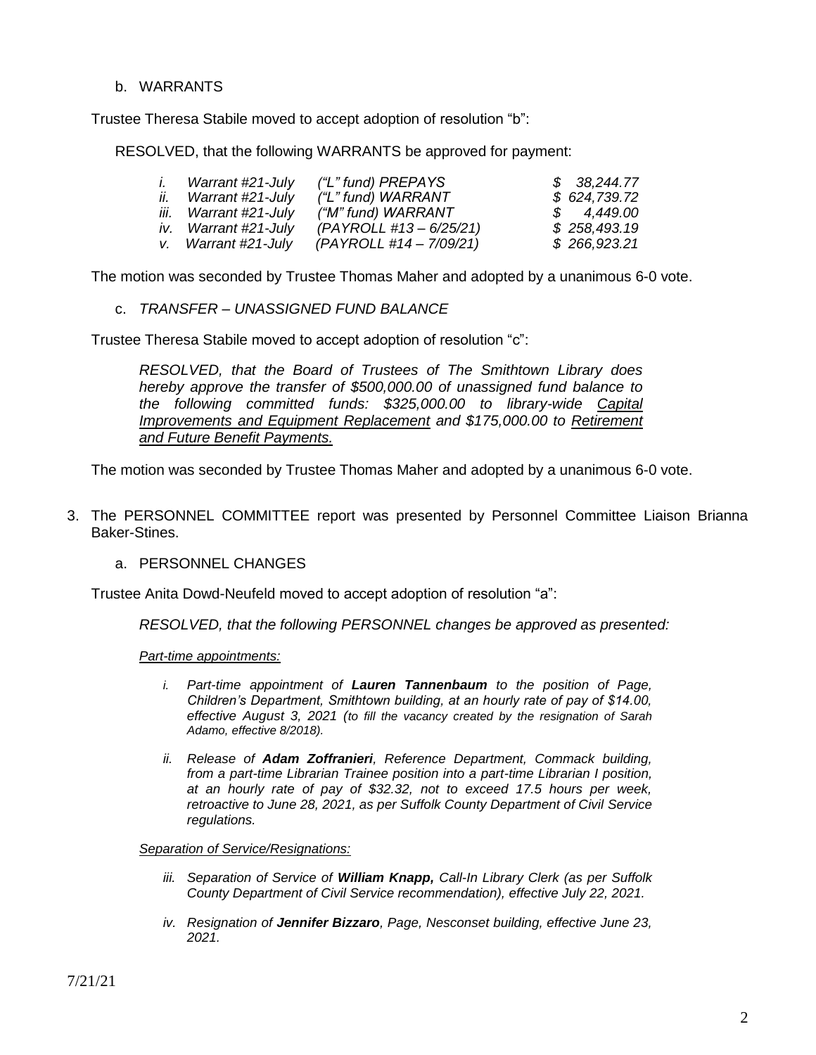b. WARRANTS

Trustee Theresa Stabile moved to accept adoption of resolution "b":

RESOLVED, that the following WARRANTS be approved for payment:

| | | | |
|---|---|---|---|
| *i.* | *Warrant #21-July* | *("L" fund) PREPAYS* | *$ 38,244.77* |
| *ii.* | *Warrant #21-July* | *("L" fund) WARRANT* | *$ 624,739.72* |
| *iii.* | *Warrant #21-July* | *("M" fund) WARRANT* | *$ 4,449.00* |
| *iv.* | *Warrant #21-July* | *(PAYROLL #13 – 6/25/21)* | *$ 258,493.19* |
| *v.* | *Warrant #21-July* | *(PAYROLL #14 – 7/09/21)* | *$ 266,923.21* |

The motion was seconded by Trustee Thomas Maher and adopted by a unanimous 6-0 vote.

c. *TRANSFER – UNASSIGNED FUND BALANCE*

Trustee Theresa Stabile moved to accept adoption of resolution "c":

*RESOLVED, that the Board of Trustees of The Smithtown Library does hereby approve the transfer of $500,000.00 of unassigned fund balance to the following committed funds: $325,000.00 to library-wide Capital Improvements and Equipment Replacement and $175,000.00 to Retirement and Future Benefit Payments.*

The motion was seconded by Trustee Thomas Maher and adopted by a unanimous 6-0 vote.

3. The PERSONNEL COMMITTEE report was presented by Personnel Committee Liaison Brianna Baker-Stines.

a. PERSONNEL CHANGES

Trustee Anita Dowd-Neufeld moved to accept adoption of resolution "a":

*RESOLVED, that the following PERSONNEL changes be approved as presented:*

*Part-time appointments:*

*i. Part-time appointment of **Lauren Tannenbaum** to the position of Page, Children's Department, Smithtown building, at an hourly rate of pay of $14.00, effective August 3, 2021 (to fill the vacancy created by the resignation of Sarah Adamo, effective 8/2018).*

*ii. Release of **Adam Zoffranieri**, Reference Department, Commack building, from a part-time Librarian Trainee position into a part-time Librarian I position, at an hourly rate of pay of $32.32, not to exceed 17.5 hours per week, retroactive to June 28, 2021, as per Suffolk County Department of Civil Service regulations.*

*Separation of Service/Resignations:*

*iii. Separation of Service of **William Knapp,** Call-In Library Clerk (as per Suffolk County Department of Civil Service recommendation), effective July 22, 2021.*

*iv. Resignation of **Jennifer Bizzaro**, Page, Nesconset building, effective June 23, 2021.*

7/21/21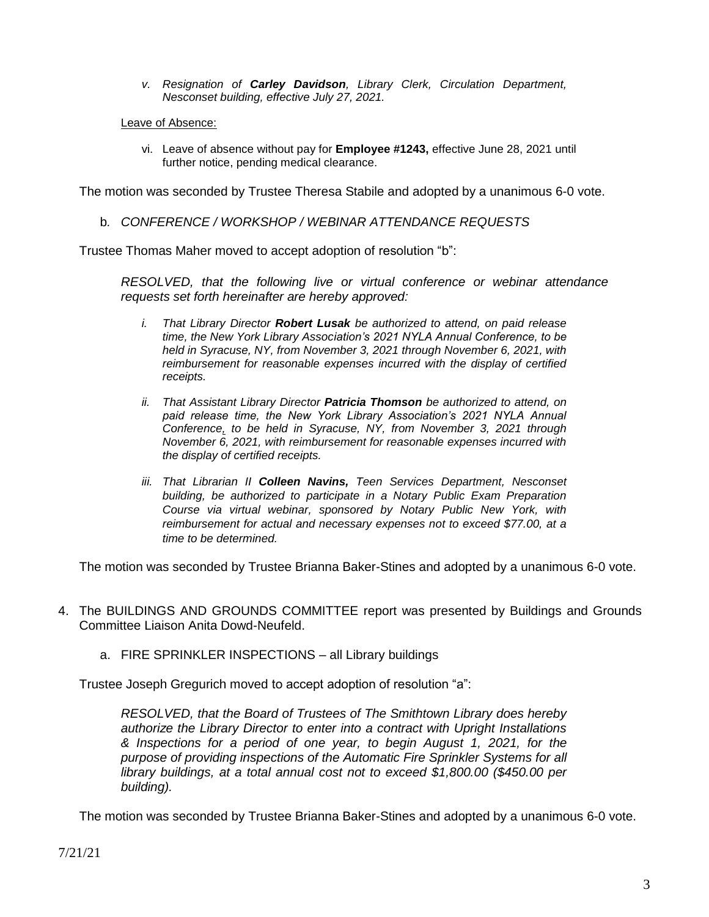> v. *Resignation of **Carley Davidson**, Library Clerk, Circulation Department, Nesconset building, effective July 27, 2021.*

Leave of Absence:

> vi. Leave of absence without pay for **Employee #1243,** effective June 28, 2021 until further notice, pending medical clearance.

The motion was seconded by Trustee Theresa Stabile and adopted by a unanimous 6-0 vote.

b. *CONFERENCE / WORKSHOP / WEBINAR ATTENDANCE REQUESTS*

Trustee Thomas Maher moved to accept adoption of resolution "b":

> *RESOLVED, that the following live or virtual conference or webinar attendance requests set forth hereinafter are hereby approved:*
>
> i. *That Library Director **Robert Lusak** be authorized to attend, on paid release time, the New York Library Association's 2021 NYLA Annual Conference, to be held in Syracuse, NY, from November 3, 2021 through November 6, 2021, with reimbursement for reasonable expenses incurred with the display of certified receipts.*
>
> ii. *That Assistant Library Director **Patricia Thomson** be authorized to attend, on paid release time, the New York Library Association's 2021 NYLA Annual Conference, to be held in Syracuse, NY, from November 3, 2021 through November 6, 2021, with reimbursement for reasonable expenses incurred with the display of certified receipts.*
>
> iii. *That Librarian II **Colleen Navins,** Teen Services Department, Nesconset building, be authorized to participate in a Notary Public Exam Preparation Course via virtual webinar, sponsored by Notary Public New York, with reimbursement for actual and necessary expenses not to exceed $77.00, at a time to be determined.*

The motion was seconded by Trustee Brianna Baker-Stines and adopted by a unanimous 6-0 vote.

4. The BUILDINGS AND GROUNDS COMMITTEE report was presented by Buildings and Grounds Committee Liaison Anita Dowd-Neufeld.

   a. FIRE SPRINKLER INSPECTIONS – all Library buildings

Trustee Joseph Gregurich moved to accept adoption of resolution "a":

> *RESOLVED, that the Board of Trustees of The Smithtown Library does hereby authorize the Library Director to enter into a contract with Upright Installations & Inspections for a period of one year, to begin August 1, 2021, for the purpose of providing inspections of the Automatic Fire Sprinkler Systems for all library buildings, at a total annual cost not to exceed $1,800.00 ($450.00 per building).*

The motion was seconded by Trustee Brianna Baker-Stines and adopted by a unanimous 6-0 vote.

7/21/21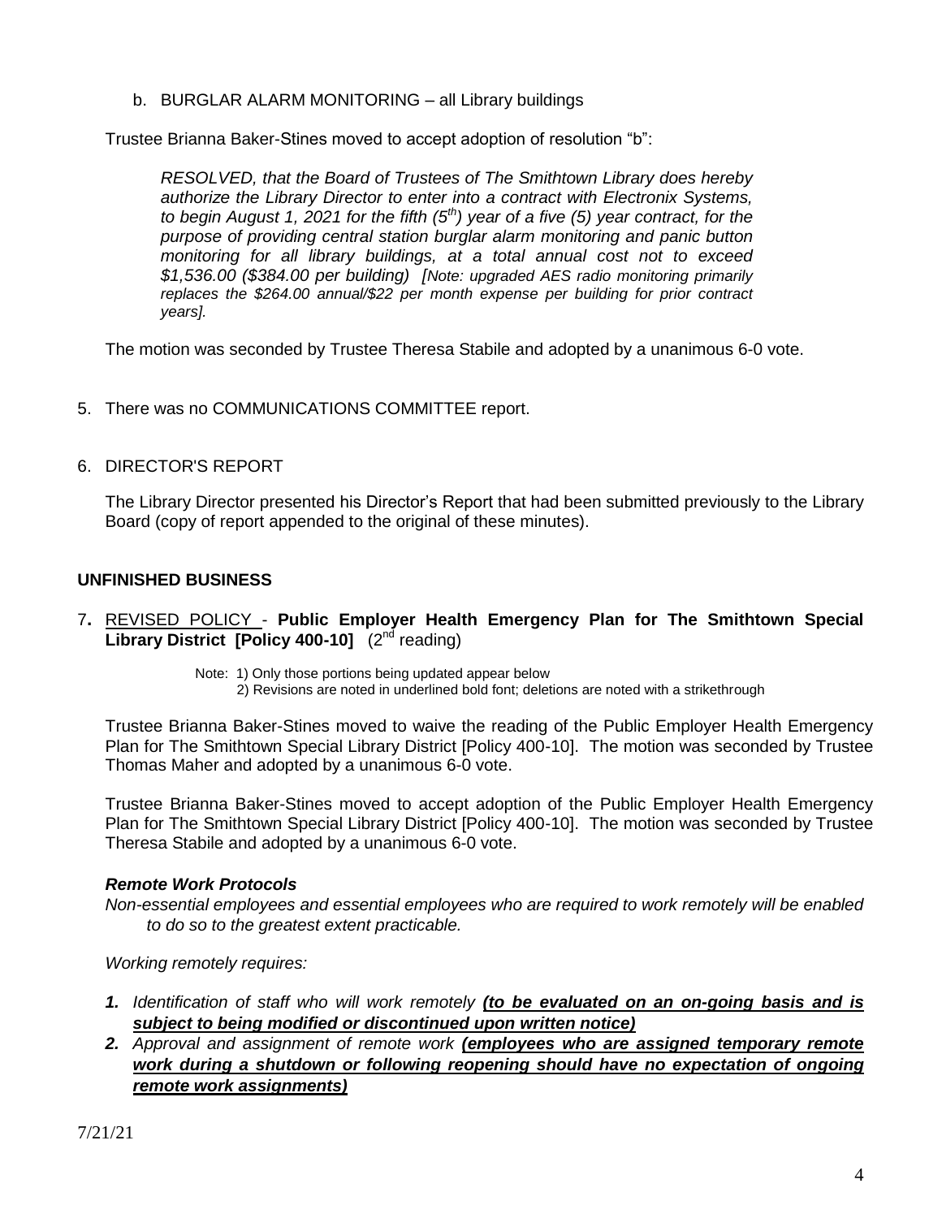b. BURGLAR ALARM MONITORING – all Library buildings

Trustee Brianna Baker-Stines moved to accept adoption of resolution "b":

*RESOLVED, that the Board of Trustees of The Smithtown Library does hereby authorize the Library Director to enter into a contract with Electronix Systems, to begin August 1, 2021 for the fifth (5th) year of a five (5) year contract, for the purpose of providing central station burglar alarm monitoring and panic button monitoring for all library buildings, at a total annual cost not to exceed $1,536.00 ($384.00 per building) [Note: upgraded AES radio monitoring primarily replaces the $264.00 annual/$22 per month expense per building for prior contract years].*

The motion was seconded by Trustee Theresa Stabile and adopted by a unanimous 6-0 vote.

5. There was no COMMUNICATIONS COMMITTEE report.

6. DIRECTOR'S REPORT

The Library Director presented his Director's Report that had been submitted previously to the Library Board (copy of report appended to the original of these minutes).

## UNFINISHED BUSINESS

7. REVISED POLICY - **Public Employer Health Emergency Plan for The Smithtown Special Library District [Policy 400-10]** (2nd reading)

Note: 1) Only those portions being updated appear below
2) Revisions are noted in underlined bold font; deletions are noted with a strikethrough

Trustee Brianna Baker-Stines moved to waive the reading of the Public Employer Health Emergency Plan for The Smithtown Special Library District [Policy 400-10]. The motion was seconded by Trustee Thomas Maher and adopted by a unanimous 6-0 vote.

Trustee Brianna Baker-Stines moved to accept adoption of the Public Employer Health Emergency Plan for The Smithtown Special Library District [Policy 400-10]. The motion was seconded by Trustee Theresa Stabile and adopted by a unanimous 6-0 vote.

***Remote Work Protocols***

*Non-essential employees and essential employees who are required to work remotely will be enabled to do so to the greatest extent practicable.*

*Working remotely requires:*

1. *Identification of staff who will work remotely* ***(to be evaluated on an on-going basis and is subject to being modified or discontinued upon written notice)***
2. *Approval and assignment of remote work* ***(employees who are assigned temporary remote work during a shutdown or following reopening should have no expectation of ongoing remote work assignments)***

7/21/21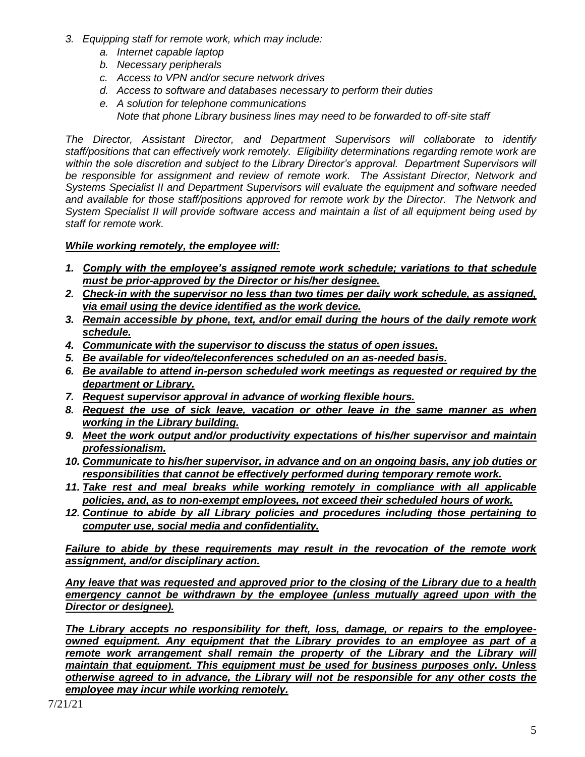3. *Equipping staff for remote work, which may include:*
    a. *Internet capable laptop*
    b. *Necessary peripherals*
    c. *Access to VPN and/or secure network drives*
    d. *Access to software and databases necessary to perform their duties*
    e. *A solution for telephone communications*
       *Note that phone Library business lines may need to be forwarded to off-site staff*

*The Director, Assistant Director, and Department Supervisors will collaborate to identify staff/positions that can effectively work remotely. Eligibility determinations regarding remote work are within the sole discretion and subject to the Library Director's approval. Department Supervisors will be responsible for assignment and review of remote work. The Assistant Director, Network and Systems Specialist II and Department Supervisors will evaluate the equipment and software needed and available for those staff/positions approved for remote work by the Director. The Network and System Specialist II will provide software access and maintain a list of all equipment being used by staff for remote work.*

***While working remotely, the employee will:***

1. ***Comply with the employee's assigned remote work schedule; variations to that schedule must be prior-approved by the Director or his/her designee.***
2. ***Check-in with the supervisor no less than two times per daily work schedule, as assigned, via email using the device identified as the work device.***
3. ***Remain accessible by phone, text, and/or email during the hours of the daily remote work schedule.***
4. ***Communicate with the supervisor to discuss the status of open issues.***
5. ***Be available for video/teleconferences scheduled on an as-needed basis.***
6. ***Be available to attend in-person scheduled work meetings as requested or required by the department or Library.***
7. ***Request supervisor approval in advance of working flexible hours.***
8. ***Request the use of sick leave, vacation or other leave in the same manner as when working in the Library building.***
9. ***Meet the work output and/or productivity expectations of his/her supervisor and maintain professionalism.***
10. ***Communicate to his/her supervisor, in advance and on an ongoing basis, any job duties or responsibilities that cannot be effectively performed during temporary remote work.***
11. ***Take rest and meal breaks while working remotely in compliance with all applicable policies, and, as to non-exempt employees, not exceed their scheduled hours of work.***
12. ***Continue to abide by all Library policies and procedures including those pertaining to computer use, social media and confidentiality.***

***Failure to abide by these requirements may result in the revocation of the remote work assignment, and/or disciplinary action.***

***Any leave that was requested and approved prior to the closing of the Library due to a health emergency cannot be withdrawn by the employee (unless mutually agreed upon with the Director or designee).***

***The Library accepts no responsibility for theft, loss, damage, or repairs to the employee-owned equipment. Any equipment that the Library provides to an employee as part of a remote work arrangement shall remain the property of the Library and the Library will maintain that equipment. This equipment must be used for business purposes only. Unless otherwise agreed to in advance, the Library will not be responsible for any other costs the employee may incur while working remotely.***

7/21/21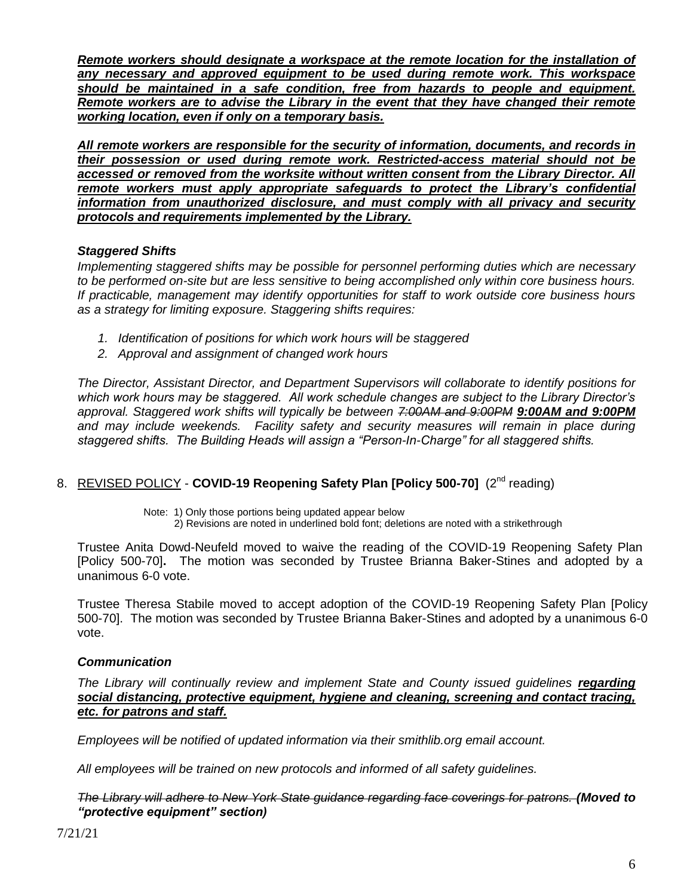***<u>Remote workers should designate a workspace at the remote location for the installation of any necessary and approved equipment to be used during remote work. This workspace should be maintained in a safe condition, free from hazards to people and equipment. Remote workers are to advise the Library in the event that they have changed their remote working location, even if only on a temporary basis.</u>***

***<u>All remote workers are responsible for the security of information, documents, and records in their possession or used during remote work. Restricted-access material should not be accessed or removed from the worksite without written consent from the Library Director. All remote workers must apply appropriate safeguards to protect the Library's confidential information from unauthorized disclosure, and must comply with all privacy and security protocols and requirements implemented by the Library.</u>***

***Staggered Shifts***

*Implementing staggered shifts may be possible for personnel performing duties which are necessary to be performed on-site but are less sensitive to being accomplished only within core business hours. If practicable, management may identify opportunities for staff to work outside core business hours as a strategy for limiting exposure. Staggering shifts requires:*

1. *Identification of positions for which work hours will be staggered*
2. *Approval and assignment of changed work hours*

*The Director, Assistant Director, and Department Supervisors will collaborate to identify positions for which work hours may be staggered. All work schedule changes are subject to the Library Director's approval. Staggered work shifts will typically be between ~~7:00AM and 9:00PM~~* ***<u>9:00AM and 9:00PM</u>*** *and may include weekends. Facility safety and security measures will remain in place during staggered shifts. The Building Heads will assign a "Person-In-Charge" for all staggered shifts.*

8. <u>REVISED POLICY</u> - **COVID-19 Reopening Safety Plan [Policy 500-70]** (2nd reading)

Note: 1) Only those portions being updated appear below
2) Revisions are noted in underlined bold font; deletions are noted with a strikethrough

Trustee Anita Dowd-Neufeld moved to waive the reading of the COVID-19 Reopening Safety Plan [Policy 500-70]**.** The motion was seconded by Trustee Brianna Baker-Stines and adopted by a unanimous 6-0 vote.

Trustee Theresa Stabile moved to accept adoption of the COVID-19 Reopening Safety Plan [Policy 500-70]. The motion was seconded by Trustee Brianna Baker-Stines and adopted by a unanimous 6-0 vote.

***Communication***

*The Library will continually review and implement State and County issued guidelines* ***<u>regarding social distancing, protective equipment, hygiene and cleaning, screening and contact tracing, etc. for patrons and staff.</u>***

*Employees will be notified of updated information via their smithlib.org email account.*

*All employees will be trained on new protocols and informed of all safety guidelines.*

*~~The Library will adhere to New York State guidance regarding face coverings for patrons.~~* ***(Moved to "protective equipment" section)***

7/21/21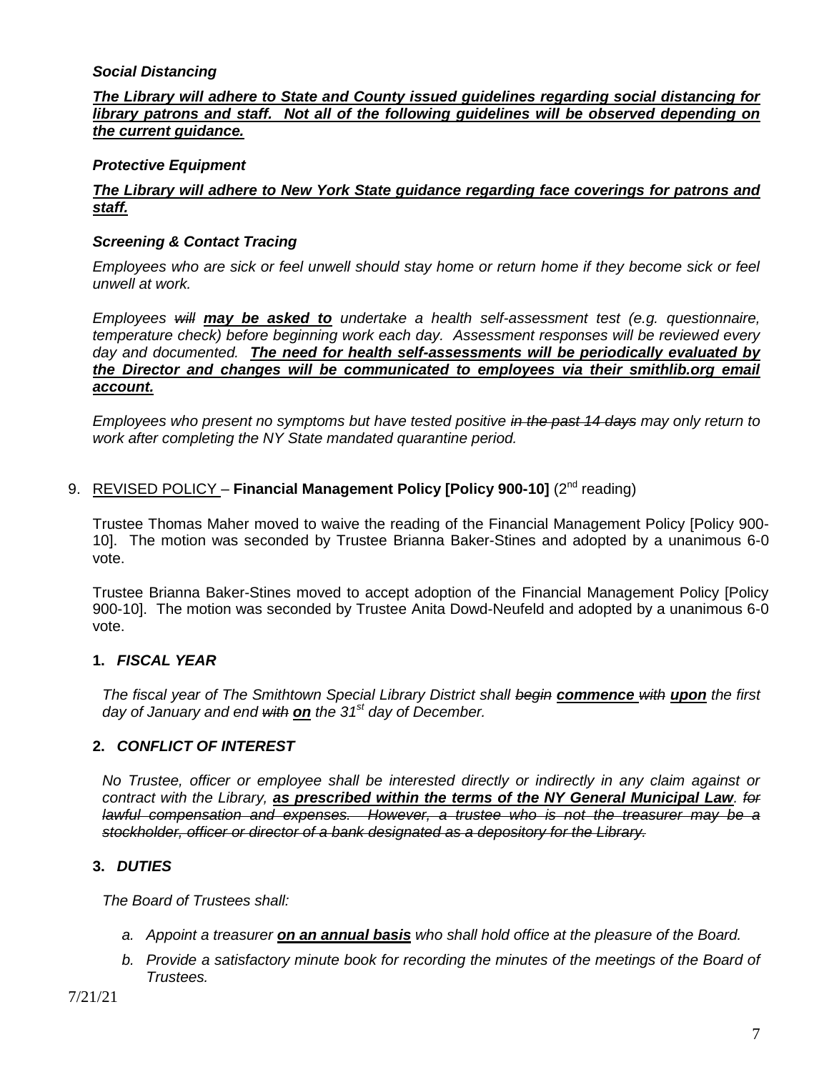***Social Distancing***

***The Library will adhere to State and County issued guidelines regarding social distancing for library patrons and staff. Not all of the following guidelines will be observed depending on the current guidance.***

***Protective Equipment***

***The Library will adhere to New York State guidance regarding face coverings for patrons and staff.***

***Screening & Contact Tracing***

*Employees who are sick or feel unwell should stay home or return home if they become sick or feel unwell at work.*

*Employees ~~will~~ **may be asked to** undertake a health self-assessment test (e.g. questionnaire, temperature check) before beginning work each day. Assessment responses will be reviewed every day and documented. **The need for health self-assessments will be periodically evaluated by the Director and changes will be communicated to employees via their smithlib.org email account.***

*Employees who present no symptoms but have tested positive ~~in the past 14 days~~ may only return to work after completing the NY State mandated quarantine period.*

9. REVISED POLICY – **Financial Management Policy [Policy 900-10]** (2nd reading)

Trustee Thomas Maher moved to waive the reading of the Financial Management Policy [Policy 900-10]. The motion was seconded by Trustee Brianna Baker-Stines and adopted by a unanimous 6-0 vote.

Trustee Brianna Baker-Stines moved to accept adoption of the Financial Management Policy [Policy 900-10]. The motion was seconded by Trustee Anita Dowd-Neufeld and adopted by a unanimous 6-0 vote.

**1. *FISCAL YEAR***

*The fiscal year of The Smithtown Special Library District shall ~~begin~~ **commence** ~~with~~ **upon** the first day of January and end ~~with~~ **on** the 31st day of December.*

**2. *CONFLICT OF INTEREST***

*No Trustee, officer or employee shall be interested directly or indirectly in any claim against or contract with the Library, **as prescribed within the terms of the NY General Municipal Law**. ~~for lawful compensation and expenses. However, a trustee who is not the treasurer may be a stockholder, officer or director of a bank designated as a depository for the Library.~~*

**3. *DUTIES***

*The Board of Trustees shall:*

a. *Appoint a treasurer **on an annual basis** who shall hold office at the pleasure of the Board.*
b. *Provide a satisfactory minute book for recording the minutes of the meetings of the Board of Trustees.*

7/21/21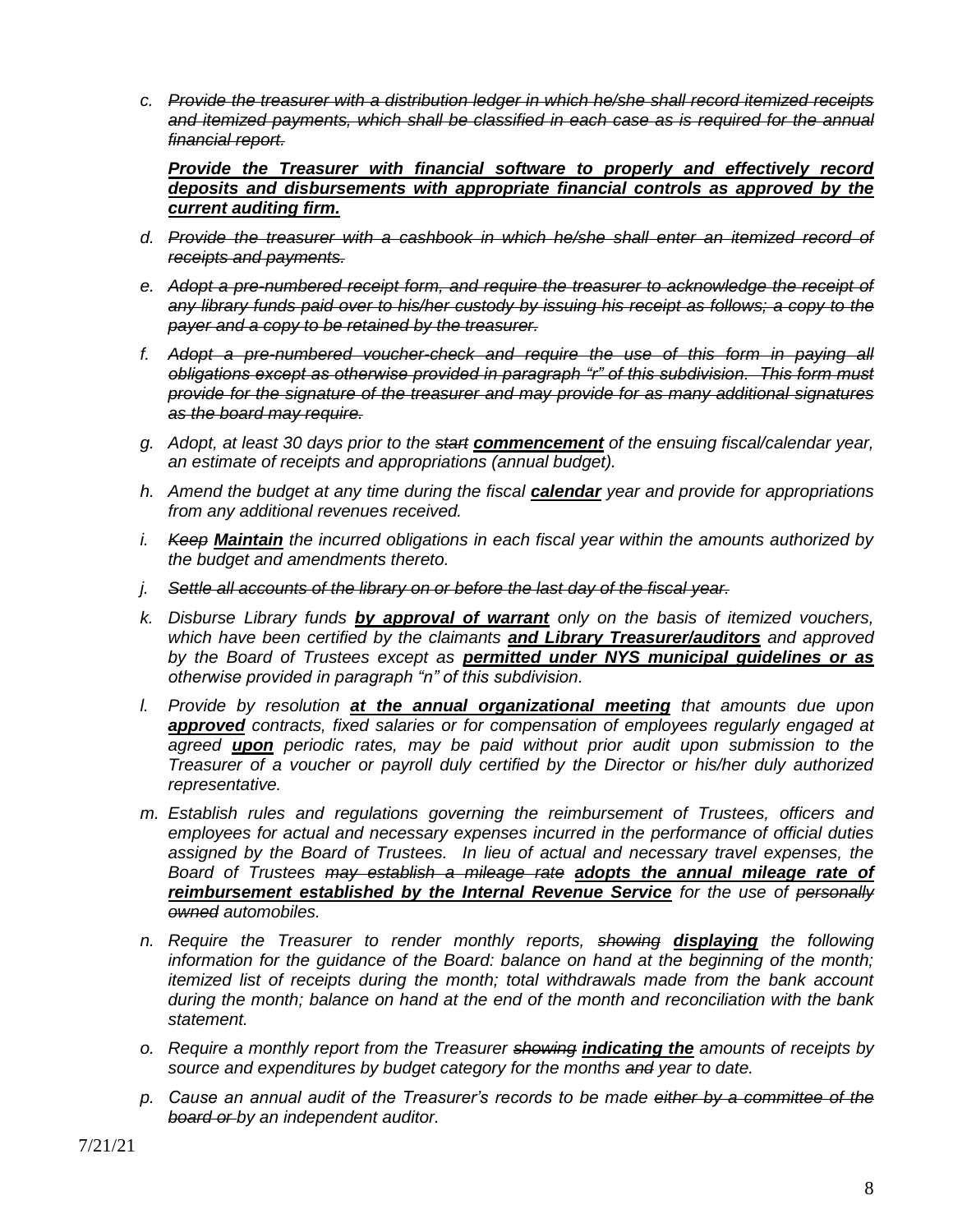c. ~~*Provide the treasurer with a distribution ledger in which he/she shall record itemized receipts and itemized payments, which shall be classified in each case as is required for the annual financial report.*~~

   ***Provide the Treasurer with financial software to properly and effectively record deposits and disbursements with appropriate financial controls as approved by the current auditing firm.***

d. ~~*Provide the treasurer with a cashbook in which he/she shall enter an itemized record of receipts and payments.*~~

e. ~~*Adopt a pre-numbered receipt form, and require the treasurer to acknowledge the receipt of any library funds paid over to his/her custody by issuing his receipt as follows; a copy to the payer and a copy to be retained by the treasurer.*~~

f. ~~*Adopt a pre-numbered voucher-check and require the use of this form in paying all obligations except as otherwise provided in paragraph "r" of this subdivision. This form must provide for the signature of the treasurer and may provide for as many additional signatures as the board may require.*~~

g. *Adopt, at least 30 days prior to the ~~start~~ **commencement** of the ensuing fiscal/calendar year, an estimate of receipts and appropriations (annual budget).*

h. *Amend the budget at any time during the fiscal **calendar** year and provide for appropriations from any additional revenues received.*

i. *~~Keep~~ **Maintain** the incurred obligations in each fiscal year within the amounts authorized by the budget and amendments thereto.*

j. ~~*Settle all accounts of the library on or before the last day of the fiscal year.*~~

k. *Disburse Library funds **by approval of warrant** only on the basis of itemized vouchers, which have been certified by the claimants **and Library Treasurer/auditors** and approved by the Board of Trustees except as **permitted under NYS municipal guidelines or as** otherwise provided in paragraph "n" of this subdivision.*

l. *Provide by resolution **at the annual organizational meeting** that amounts due upon **approved** contracts, fixed salaries or for compensation of employees regularly engaged at agreed **upon** periodic rates, may be paid without prior audit upon submission to the Treasurer of a voucher or payroll duly certified by the Director or his/her duly authorized representative.*

m. *Establish rules and regulations governing the reimbursement of Trustees, officers and employees for actual and necessary expenses incurred in the performance of official duties assigned by the Board of Trustees. In lieu of actual and necessary travel expenses, the Board of Trustees ~~may establish a mileage rate~~ **adopts the annual mileage rate of reimbursement established by the Internal Revenue Service** for the use of ~~personally owned~~ automobiles.*

n. *Require the Treasurer to render monthly reports, ~~showing~~ **displaying** the following information for the guidance of the Board: balance on hand at the beginning of the month; itemized list of receipts during the month; total withdrawals made from the bank account during the month; balance on hand at the end of the month and reconciliation with the bank statement.*

o. *Require a monthly report from the Treasurer ~~showing~~ **indicating the** amounts of receipts by source and expenditures by budget category for the months ~~and~~ year to date.*

p. *Cause an annual audit of the Treasurer's records to be made ~~either by a committee of the board or~~ by an independent auditor.*

7/21/21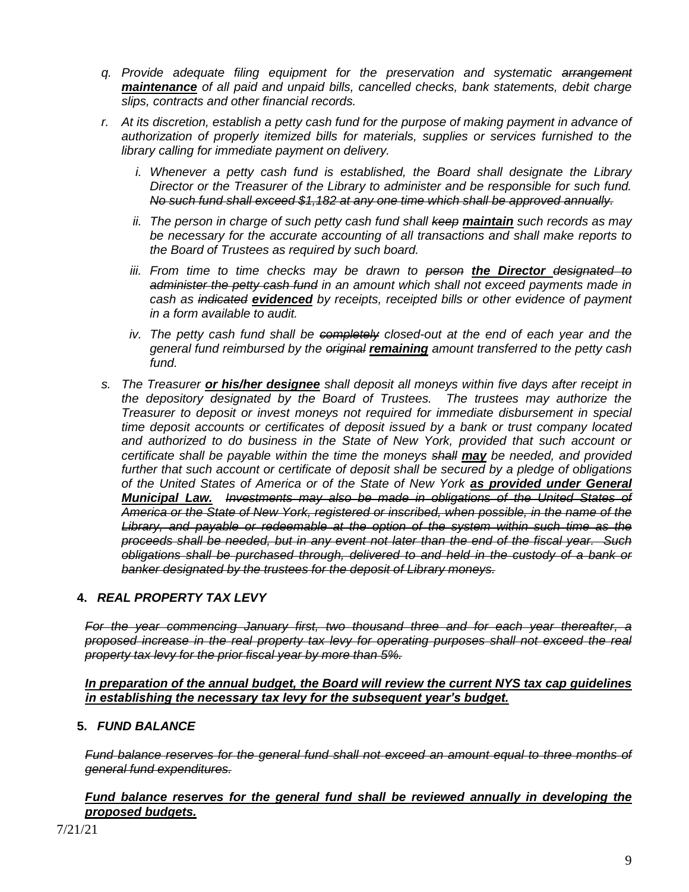q. *Provide adequate filing equipment for the preservation and systematic ~~arrangement~~ **maintenance** of all paid and unpaid bills, cancelled checks, bank statements, debit charge slips, contracts and other financial records.*

r. *At its discretion, establish a petty cash fund for the purpose of making payment in advance of authorization of properly itemized bills for materials, supplies or services furnished to the library calling for immediate payment on delivery.*

   i. *Whenever a petty cash fund is established, the Board shall designate the Library Director or the Treasurer of the Library to administer and be responsible for such fund. ~~No such fund shall exceed $1,182 at any one time which shall be approved annually.~~*

   ii. *The person in charge of such petty cash fund shall ~~keep~~ **maintain** such records as may be necessary for the accurate accounting of all transactions and shall make reports to the Board of Trustees as required by such board.*

   iii. *From time to time checks may be drawn to ~~person~~ **the Director** ~~designated to administer the petty cash fund~~ in an amount which shall not exceed payments made in cash as ~~indicated~~ **evidenced** by receipts, receipted bills or other evidence of payment in a form available to audit.*

   iv. *The petty cash fund shall be ~~completely~~ closed-out at the end of each year and the general fund reimbursed by the ~~original~~ **remaining** amount transferred to the petty cash fund.*

s. *The Treasurer **or his/her designee** shall deposit all moneys within five days after receipt in the depository designated by the Board of Trustees. The trustees may authorize the Treasurer to deposit or invest moneys not required for immediate disbursement in special time deposit accounts or certificates of deposit issued by a bank or trust company located and authorized to do business in the State of New York, provided that such account or certificate shall be payable within the time the moneys ~~shall~~ **may** be needed, and provided further that such account or certificate of deposit shall be secured by a pledge of obligations of the United States of America or of the State of New York **as provided under General Municipal Law.** ~~Investments may also be made in obligations of the United States of America or the State of New York, registered or inscribed, when possible, in the name of the Library, and payable or redeemable at the option of the system within such time as the proceeds shall be needed, but in any event not later than the end of the fiscal year. Such obligations shall be purchased through, delivered to and held in the custody of a bank or banker designated by the trustees for the deposit of Library moneys.~~*

## 4. *REAL PROPERTY TAX LEVY*

*~~For the year commencing January first, two thousand three and for each year thereafter, a proposed increase in the real property tax levy for operating purposes shall not exceed the real property tax levy for the prior fiscal year by more than 5%.~~*

***In preparation of the annual budget, the Board will review the current NYS tax cap guidelines in establishing the necessary tax levy for the subsequent year's budget.***

## 5. *FUND BALANCE*

*~~Fund balance reserves for the general fund shall not exceed an amount equal to three months of general fund expenditures.~~*

***Fund balance reserves for the general fund shall be reviewed annually in developing the proposed budgets.***

7/21/21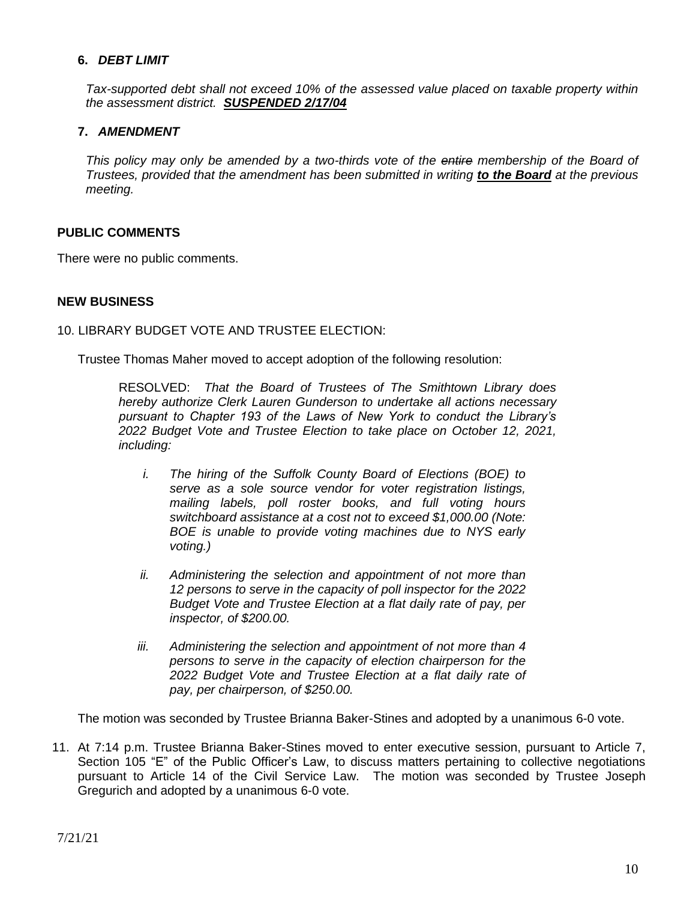**6. *DEBT LIMIT***

*Tax-supported debt shall not exceed 10% of the assessed value placed on taxable property within the assessment district.* ***SUSPENDED 2/17/04***

**7. *AMENDMENT***

*This policy may only be amended by a two-thirds vote of the ~~entire~~ membership of the Board of Trustees, provided that the amendment has been submitted in writing* ***to the Board*** *at the previous meeting.*

**PUBLIC COMMENTS**

There were no public comments.

**NEW BUSINESS**

10. LIBRARY BUDGET VOTE AND TRUSTEE ELECTION:

Trustee Thomas Maher moved to accept adoption of the following resolution:

> RESOLVED: *That the Board of Trustees of The Smithtown Library does hereby authorize Clerk Lauren Gunderson to undertake all actions necessary pursuant to Chapter 193 of the Laws of New York to conduct the Library's 2022 Budget Vote and Trustee Election to take place on October 12, 2021, including:*
>
> i. *The hiring of the Suffolk County Board of Elections (BOE) to serve as a sole source vendor for voter registration listings, mailing labels, poll roster books, and full voting hours switchboard assistance at a cost not to exceed $1,000.00 (Note: BOE is unable to provide voting machines due to NYS early voting.)*
>
> ii. *Administering the selection and appointment of not more than 12 persons to serve in the capacity of poll inspector for the 2022 Budget Vote and Trustee Election at a flat daily rate of pay, per inspector, of $200.00.*
>
> iii. *Administering the selection and appointment of not more than 4 persons to serve in the capacity of election chairperson for the 2022 Budget Vote and Trustee Election at a flat daily rate of pay, per chairperson, of $250.00.*

The motion was seconded by Trustee Brianna Baker-Stines and adopted by a unanimous 6-0 vote.

11. At 7:14 p.m. Trustee Brianna Baker-Stines moved to enter executive session, pursuant to Article 7, Section 105 "E" of the Public Officer's Law, to discuss matters pertaining to collective negotiations pursuant to Article 14 of the Civil Service Law. The motion was seconded by Trustee Joseph Gregurich and adopted by a unanimous 6-0 vote.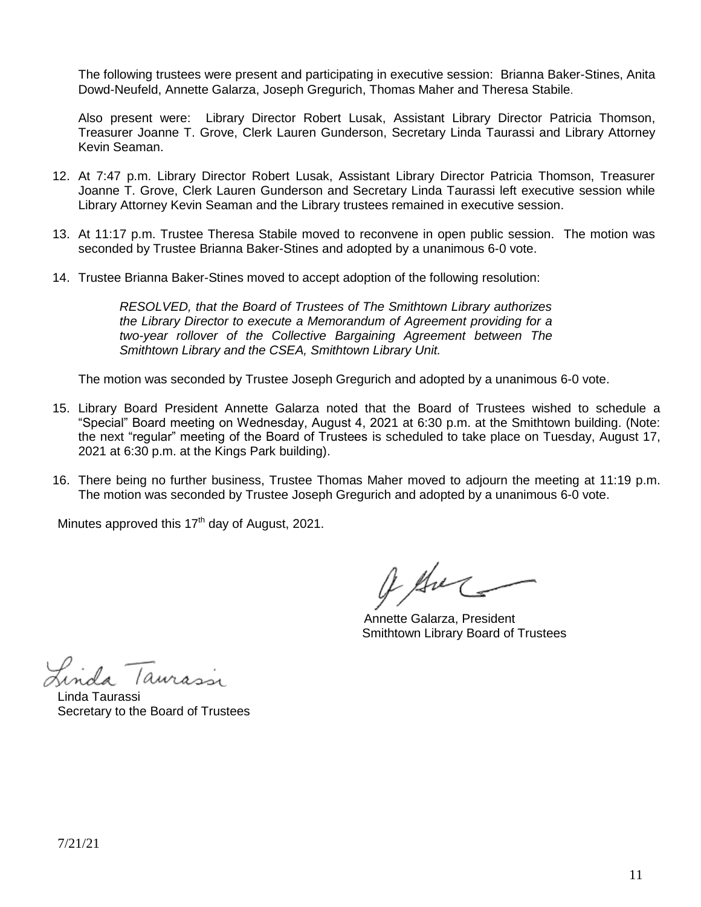The following trustees were present and participating in executive session: Brianna Baker-Stines, Anita Dowd-Neufeld, Annette Galarza, Joseph Gregurich, Thomas Maher and Theresa Stabile.

Also present were: Library Director Robert Lusak, Assistant Library Director Patricia Thomson, Treasurer Joanne T. Grove, Clerk Lauren Gunderson, Secretary Linda Taurassi and Library Attorney Kevin Seaman.

12. At 7:47 p.m. Library Director Robert Lusak, Assistant Library Director Patricia Thomson, Treasurer Joanne T. Grove, Clerk Lauren Gunderson and Secretary Linda Taurassi left executive session while Library Attorney Kevin Seaman and the Library trustees remained in executive session.

13. At 11:17 p.m. Trustee Theresa Stabile moved to reconvene in open public session. The motion was seconded by Trustee Brianna Baker-Stines and adopted by a unanimous 6-0 vote.

14. Trustee Brianna Baker-Stines moved to accept adoption of the following resolution:

    *RESOLVED, that the Board of Trustees of The Smithtown Library authorizes the Library Director to execute a Memorandum of Agreement providing for a two-year rollover of the Collective Bargaining Agreement between The Smithtown Library and the CSEA, Smithtown Library Unit.*

    The motion was seconded by Trustee Joseph Gregurich and adopted by a unanimous 6-0 vote.

15. Library Board President Annette Galarza noted that the Board of Trustees wished to schedule a "Special" Board meeting on Wednesday, August 4, 2021 at 6:30 p.m. at the Smithtown building. (Note: the next "regular" meeting of the Board of Trustees is scheduled to take place on Tuesday, August 17, 2021 at 6:30 p.m. at the Kings Park building).

16. There being no further business, Trustee Thomas Maher moved to adjourn the meeting at 11:19 p.m. The motion was seconded by Trustee Joseph Gregurich and adopted by a unanimous 6-0 vote.

Minutes approved this 17th day of August, 2021.

Annette Galarza, President
Smithtown Library Board of Trustees

Linda Taurassi
Secretary to the Board of Trustees

7/21/21